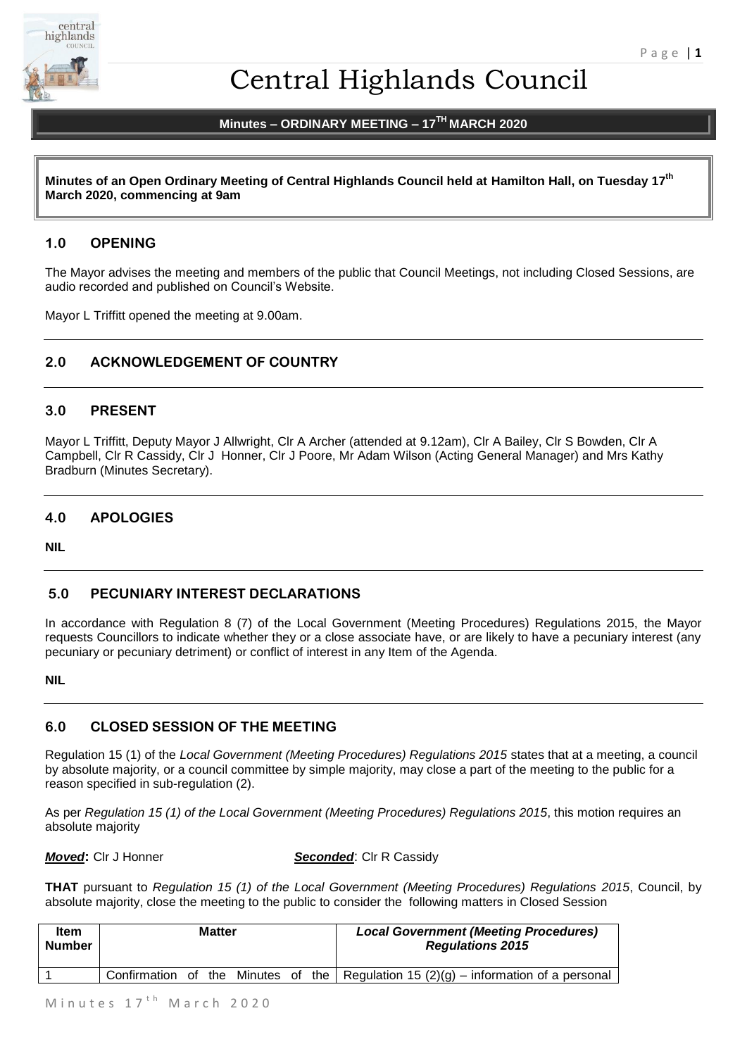# Central Highlands Council

## Minutes – ORDINARY MEETING – 17TH MARCH 2020

**Minutes of an Open Ordinary Meeting of Central Highlands Council held at Hamilton Hall, on Tuesday 17th March 2020, commencing at 9am**

## 1.0 OPENING

The Mayor advises the meeting and members of the public that Council Meetings, not including Closed Sessions, are audio recorded and published on Council's Website.

Mayor L Triffitt opened the meeting at 9.00am.

## 2.0 ACKNOWLEDGEMENT OF COUNTRY

## 3.0 PRESENT

Mayor L Triffitt, Deputy Mayor J Allwright, Clr A Archer (attended at 9.12am), Clr A Bailey, Clr S Bowden, Clr A Campbell, Clr R Cassidy, Clr J Honner, Clr J Poore, Mr Adam Wilson (Acting General Manager) and Mrs Kathy Bradburn (Minutes Secretary).

## 4.0 APOLOGIES

**NIL**

## 5.0 PECUNIARY INTEREST DECLARATIONS

In accordance with Regulation 8 (7) of the Local Government (Meeting Procedures) Regulations 2015, the Mayor requests Councillors to indicate whether they or a close associate have, or are likely to have a pecuniary interest (any pecuniary or pecuniary detriment) or conflict of interest in any Item of the Agenda.

**NIL**

## 6.0 CLOSED SESSION OF THE MEETING

Regulation 15 (1) of the *Local Government (Meeting Procedures) Regulations 2015* states that at a meeting, a council by absolute majority, or a council committee by simple majority, may close a part of the meeting to the public for a reason specified in sub-regulation (2).

As per *Regulation 15 (1) of the Local Government (Meeting Procedures) Regulations 2015*, this motion requires an absolute majority

***Moved*:** Clr J Honner ***Seconded***: Clr R Cassidy

**THAT** pursuant to *Regulation 15 (1) of the Local Government (Meeting Procedures) Regulations 2015*, Council, by absolute majority, close the meeting to the public to consider the following matters in Closed Session

| Item Number | Matter | *Local Government (Meeting Procedures) Regulations 2015* |
|---|---|---|
| 1 | Confirmation of the Minutes of the | Regulation 15 (2)(g) – information of a personal |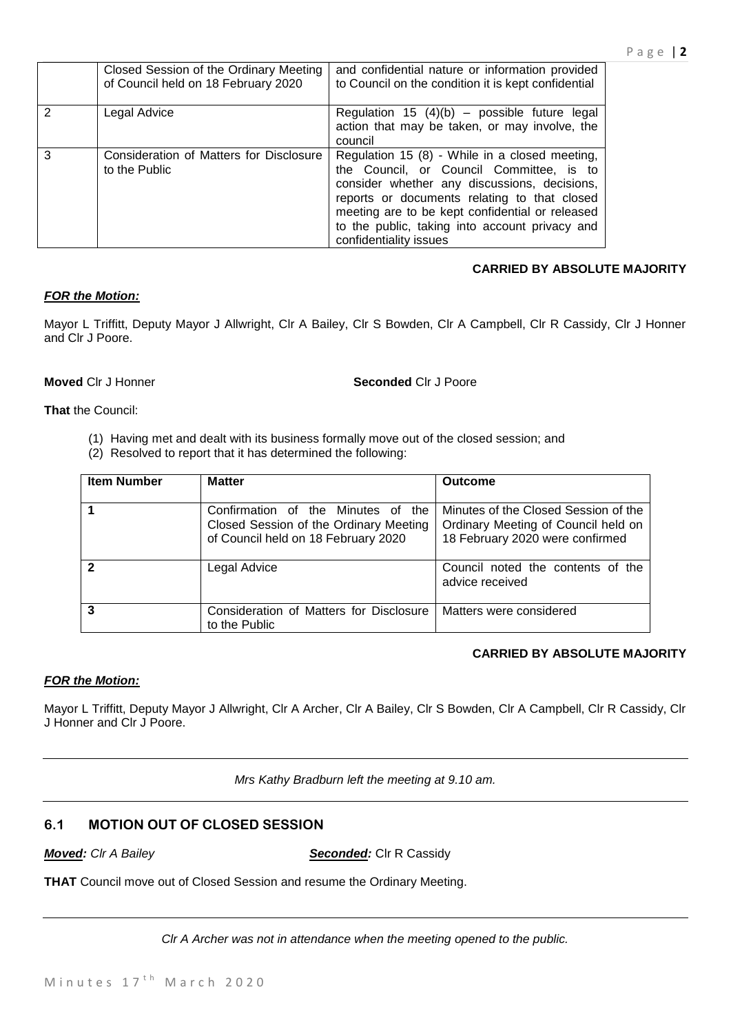| | | |
|---|---|---|
| | Closed Session of the Ordinary Meeting of Council held on 18 February 2020 | and confidential nature or information provided to Council on the condition it is kept confidential |
| 2 | Legal Advice | Regulation 15 (4)(b) – possible future legal action that may be taken, or may involve, the council |
| 3 | Consideration of Matters for Disclosure to the Public | Regulation 15 (8) - While in a closed meeting, the Council, or Council Committee, is to consider whether any discussions, decisions, reports or documents relating to that closed meeting are to be kept confidential or released to the public, taking into account privacy and confidentiality issues |

**CARRIED BY ABSOLUTE MAJORITY**

***FOR the Motion:***

Mayor L Triffitt, Deputy Mayor J Allwright, Clr A Bailey, Clr S Bowden, Clr A Campbell, Clr R Cassidy, Clr J Honner and Clr J Poore.

**Moved** Clr J Honner **Seconded** Clr J Poore

**That** the Council:

(1) Having met and dealt with its business formally move out of the closed session; and
(2) Resolved to report that it has determined the following:

| Item Number | Matter | Outcome |
|---|---|---|
| 1 | Confirmation of the Minutes of the Closed Session of the Ordinary Meeting of Council held on 18 February 2020 | Minutes of the Closed Session of the Ordinary Meeting of Council held on 18 February 2020 were confirmed |
| 2 | Legal Advice | Council noted the contents of the advice received |
| 3 | Consideration of Matters for Disclosure to the Public | Matters were considered |

**CARRIED BY ABSOLUTE MAJORITY**

***FOR the Motion:***

Mayor L Triffitt, Deputy Mayor J Allwright, Clr A Archer, Clr A Bailey, Clr S Bowden, Clr A Campbell, Clr R Cassidy, Clr J Honner and Clr J Poore.

---

*Mrs Kathy Bradburn left the meeting at 9.10 am.*

---

## 6.1 MOTION OUT OF CLOSED SESSION

***Moved:*** *Clr A Bailey* ***Seconded:*** Clr R Cassidy

**THAT** Council move out of Closed Session and resume the Ordinary Meeting.

---

*Clr A Archer was not in attendance when the meeting opened to the public.*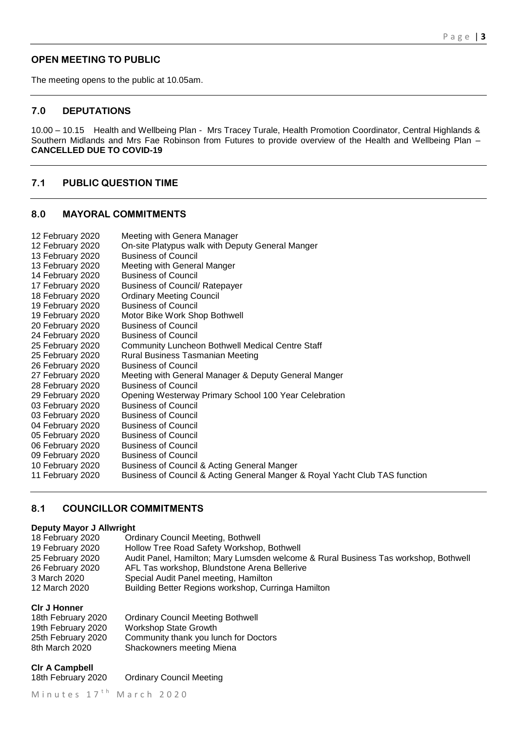## OPEN MEETING TO PUBLIC

The meeting opens to the public at 10.05am.

## 7.0 DEPUTATIONS

10.00 – 10.15 Health and Wellbeing Plan - Mrs Tracey Turale, Health Promotion Coordinator, Central Highlands & Southern Midlands and Mrs Fae Robinson from Futures to provide overview of the Health and Wellbeing Plan – **CANCELLED DUE TO COVID-19**

## 7.1 PUBLIC QUESTION TIME

## 8.0 MAYORAL COMMITMENTS

| | |
|---|---|
| 12 February 2020 | Meeting with Genera Manager |
| 12 February 2020 | On-site Platypus walk with Deputy General Manger |
| 13 February 2020 | Business of Council |
| 13 February 2020 | Meeting with General Manger |
| 14 February 2020 | Business of Council |
| 17 February 2020 | Business of Council/ Ratepayer |
| 18 February 2020 | Ordinary Meeting Council |
| 19 February 2020 | Business of Council |
| 19 February 2020 | Motor Bike Work Shop Bothwell |
| 20 February 2020 | Business of Council |
| 24 February 2020 | Business of Council |
| 25 February 2020 | Community Luncheon Bothwell Medical Centre Staff |
| 25 February 2020 | Rural Business Tasmanian Meeting |
| 26 February 2020 | Business of Council |
| 27 February 2020 | Meeting with General Manager & Deputy General Manger |
| 28 February 2020 | Business of Council |
| 29 February 2020 | Opening Westerway Primary School 100 Year Celebration |
| 03 February 2020 | Business of Council |
| 03 February 2020 | Business of Council |
| 04 February 2020 | Business of Council |
| 05 February 2020 | Business of Council |
| 06 February 2020 | Business of Council |
| 09 February 2020 | Business of Council |
| 10 February 2020 | Business of Council & Acting General Manger |
| 11 February 2020 | Business of Council & Acting General Manger & Royal Yacht Club TAS function |

## 8.1 COUNCILLOR COMMITMENTS

**Deputy Mayor J Allwright**

| | |
|---|---|
| 18 February 2020 | Ordinary Council Meeting, Bothwell |
| 19 February 2020 | Hollow Tree Road Safety Workshop, Bothwell |
| 25 February 2020 | Audit Panel, Hamilton; Mary Lumsden welcome & Rural Business Tas workshop, Bothwell |
| 26 February 2020 | AFL Tas workshop, Blundstone Arena Bellerive |
| 3 March 2020 | Special Audit Panel meeting, Hamilton |
| 12 March 2020 | Building Better Regions workshop, Curringa Hamilton |

**Clr J Honner**

| | |
|---|---|
| 18th February 2020 | Ordinary Council Meeting Bothwell |
| 19th February 2020 | Workshop State Growth |
| 25th February 2020 | Community thank you lunch for Doctors |
| 8th March 2020 | Shackowners meeting Miena |

**Clr A Campbell**

| | |
|---|---|
| 18th February 2020 | Ordinary Council Meeting |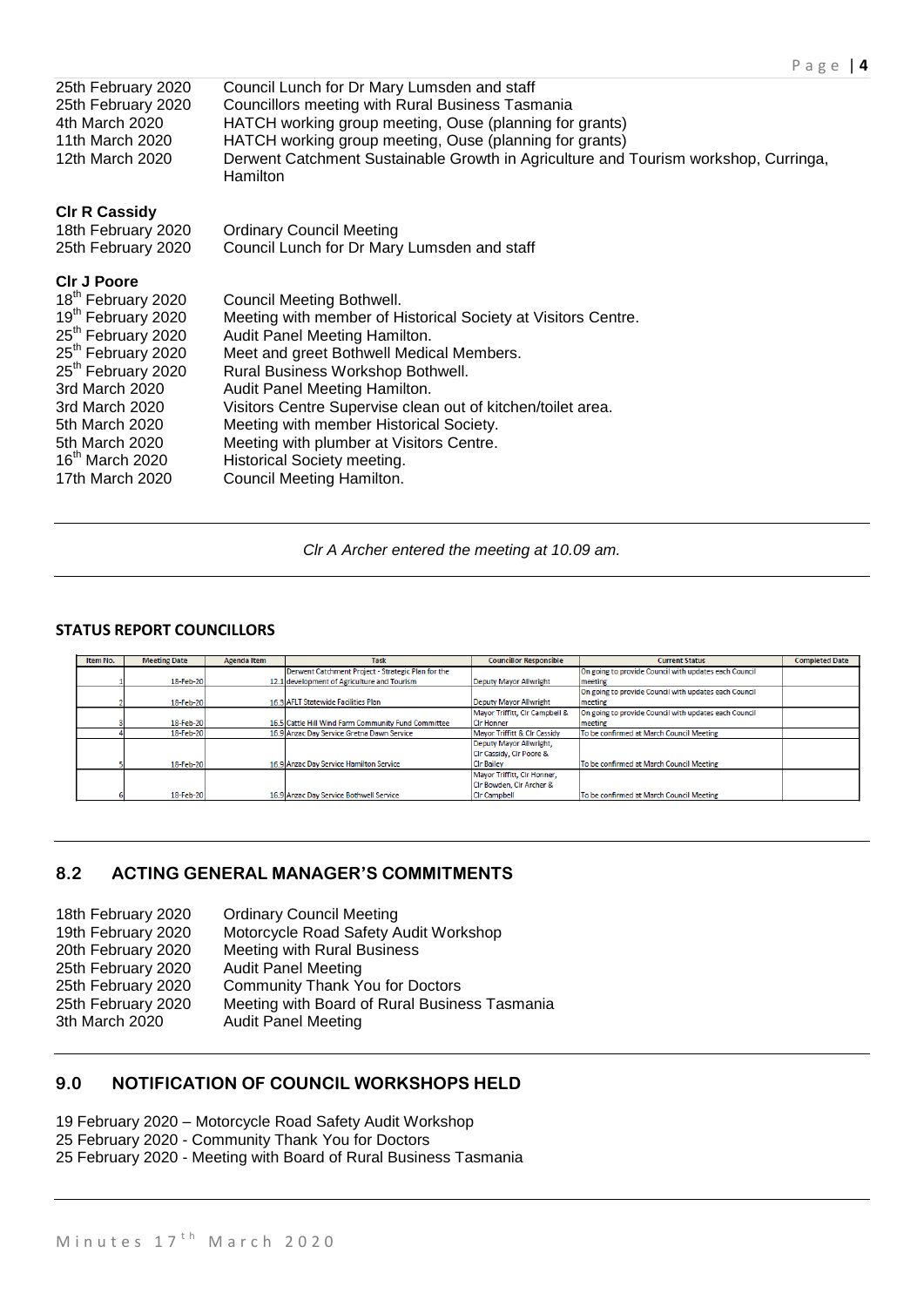| | |
|---|---|
| 25th February 2020 | Council Lunch for Dr Mary Lumsden and staff |
| 25th February 2020 | Councillors meeting with Rural Business Tasmania |
| 4th March 2020 | HATCH working group meeting, Ouse (planning for grants) |
| 11th March 2020 | HATCH working group meeting, Ouse (planning for grants) |
| 12th March 2020 | Derwent Catchment Sustainable Growth in Agriculture and Tourism workshop, Curringa, Hamilton |

**Clr R Cassidy**

| | |
|---|---|
| 18th February 2020 | Ordinary Council Meeting |
| 25th February 2020 | Council Lunch for Dr Mary Lumsden and staff |

**Clr J Poore**

| | |
|---|---|
| 18th February 2020 | Council Meeting Bothwell. |
| 19th February 2020 | Meeting with member of Historical Society at Visitors Centre. |
| 25th February 2020 | Audit Panel Meeting Hamilton. |
| 25th February 2020 | Meet and greet Bothwell Medical Members. |
| 25th February 2020 | Rural Business Workshop Bothwell. |
| 3rd March 2020 | Audit Panel Meeting Hamilton. |
| 3rd March 2020 | Visitors Centre Supervise clean out of kitchen/toilet area. |
| 5th March 2020 | Meeting with member Historical Society. |
| 5th March 2020 | Meeting with plumber at Visitors Centre. |
| 16th March 2020 | Historical Society meeting. |
| 17th March 2020 | Council Meeting Hamilton. |

---

*Clr A Archer entered the meeting at 10.09 am.*

---

**STATUS REPORT COUNCILLORS**

| Item No. | Meeting Date | Agenda Item | Task | Councillor Responsible | Current Status | Completed Date |
|---|---|---|---|---|---|---|
| 1 | 18-Feb-20 | 12.1 | Derwent Catchment Project - Strategic Plan for the development of Agriculture and Tourism | Deputy Mayor Allwright | On going to provide Council with updates each Council meeting | |
| 2 | 18-Feb-20 | 16.3 | AFLT Statewide Facilities Plan | Deputy Mayor Allwright | On going to provide Council with updates each Council meeting | |
| 3 | 18-Feb-20 | 16.5 | Cattle Hill Wind Farm Community Fund Committee | Mayor Triffitt, Clr Campbell & Clr Honner | On going to provide Council with updates each Council meeting | |
| 4 | 18-Feb-20 | 16.9 | Anzac Day Service Gretna Dawn Service | Mayor Triffitt & Clr Cassidy | To be confirmed at March Council Meeting | |
| 5 | 18-Feb-20 | 16.9 | Anzac Day Service Hamilton Service | Deputy Mayor Allwright, Clr Cassidy, Clr Poore & Clr Bailey | To be confirmed at March Council Meeting | |
| 6 | 18-Feb-20 | 16.9 | Anzac Day Service Bothwell Service | Mayor Triffitt, Clr Honner, Clr Bowden, Clr Archer & Clr Campbell | To be confirmed at March Council Meeting | |

---

## 8.2 ACTING GENERAL MANAGER'S COMMITMENTS

| | |
|---|---|
| 18th February 2020 | Ordinary Council Meeting |
| 19th February 2020 | Motorcycle Road Safety Audit Workshop |
| 20th February 2020 | Meeting with Rural Business |
| 25th February 2020 | Audit Panel Meeting |
| 25th February 2020 | Community Thank You for Doctors |
| 25th February 2020 | Meeting with Board of Rural Business Tasmania |
| 3th March 2020 | Audit Panel Meeting |

---

## 9.0 NOTIFICATION OF COUNCIL WORKSHOPS HELD

19 February 2020 – Motorcycle Road Safety Audit Workshop
25 February 2020 - Community Thank You for Doctors
25 February 2020 - Meeting with Board of Rural Business Tasmania

---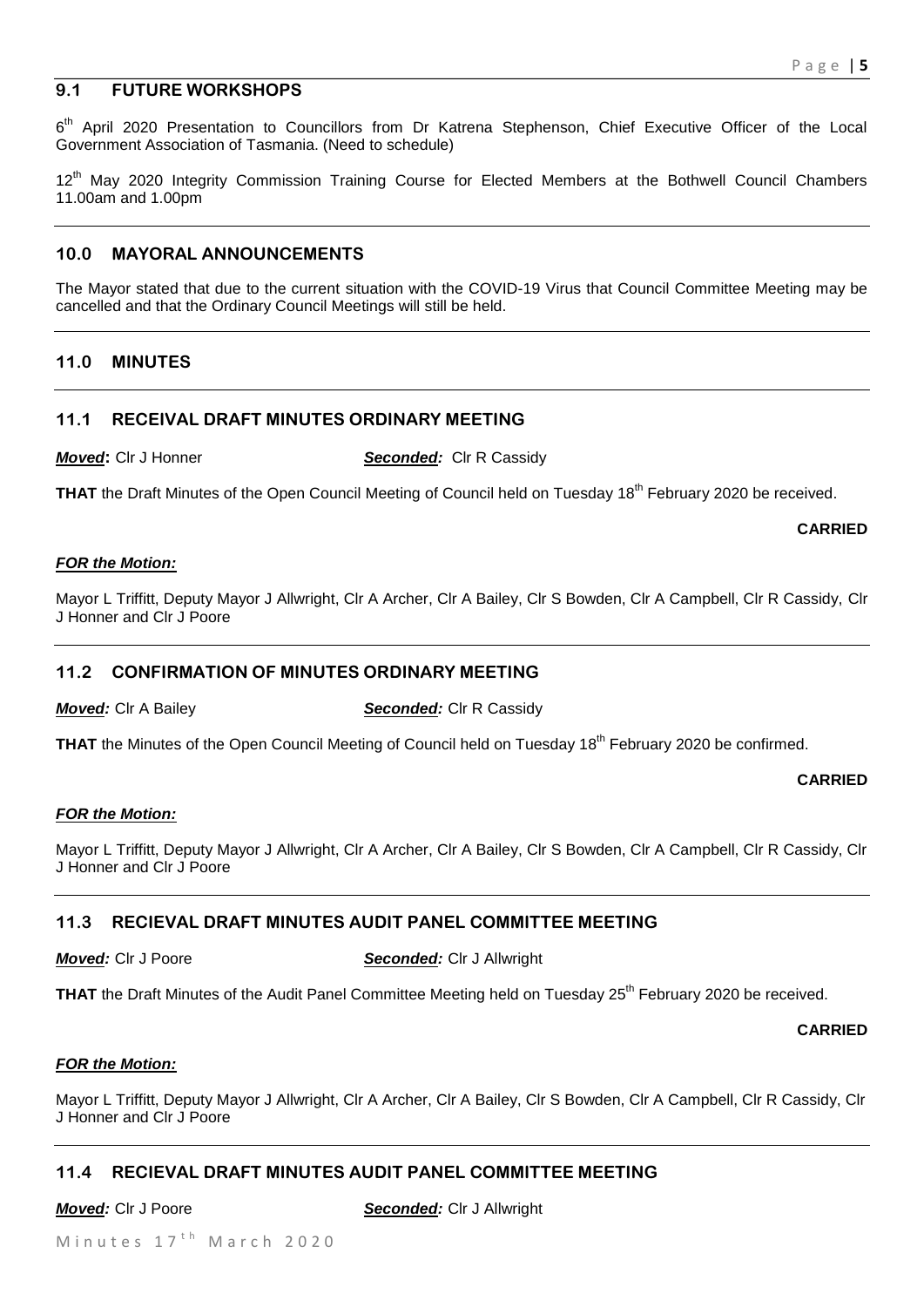## 9.1 FUTURE WORKSHOPS

6th April 2020 Presentation to Councillors from Dr Katrena Stephenson, Chief Executive Officer of the Local Government Association of Tasmania. (Need to schedule)

12th May 2020 Integrity Commission Training Course for Elected Members at the Bothwell Council Chambers 11.00am and 1.00pm

## 10.0 MAYORAL ANNOUNCEMENTS

The Mayor stated that due to the current situation with the COVID-19 Virus that Council Committee Meeting may be cancelled and that the Ordinary Council Meetings will still be held.

## 11.0 MINUTES

## 11.1 RECEIVAL DRAFT MINUTES ORDINARY MEETING

***Moved*:** Clr J Honner ***Seconded*:** Clr R Cassidy

**THAT** the Draft Minutes of the Open Council Meeting of Council held on Tuesday 18th February 2020 be received.

**CARRIED**

***FOR the Motion:***

Mayor L Triffitt, Deputy Mayor J Allwright, Clr A Archer, Clr A Bailey, Clr S Bowden, Clr A Campbell, Clr R Cassidy, Clr J Honner and Clr J Poore

## 11.2 CONFIRMATION OF MINUTES ORDINARY MEETING

***Moved:*** Clr A Bailey ***Seconded:*** Clr R Cassidy

**THAT** the Minutes of the Open Council Meeting of Council held on Tuesday 18th February 2020 be confirmed.

**CARRIED**

***FOR the Motion:***

Mayor L Triffitt, Deputy Mayor J Allwright, Clr A Archer, Clr A Bailey, Clr S Bowden, Clr A Campbell, Clr R Cassidy, Clr J Honner and Clr J Poore

## 11.3 RECIEVAL DRAFT MINUTES AUDIT PANEL COMMITTEE MEETING

***Moved:*** Clr J Poore ***Seconded:*** Clr J Allwright

**THAT** the Draft Minutes of the Audit Panel Committee Meeting held on Tuesday 25th February 2020 be received.

**CARRIED**

***FOR the Motion:***

Mayor L Triffitt, Deputy Mayor J Allwright, Clr A Archer, Clr A Bailey, Clr S Bowden, Clr A Campbell, Clr R Cassidy, Clr J Honner and Clr J Poore

## 11.4 RECIEVAL DRAFT MINUTES AUDIT PANEL COMMITTEE MEETING

***Moved:*** Clr J Poore ***Seconded:*** Clr J Allwright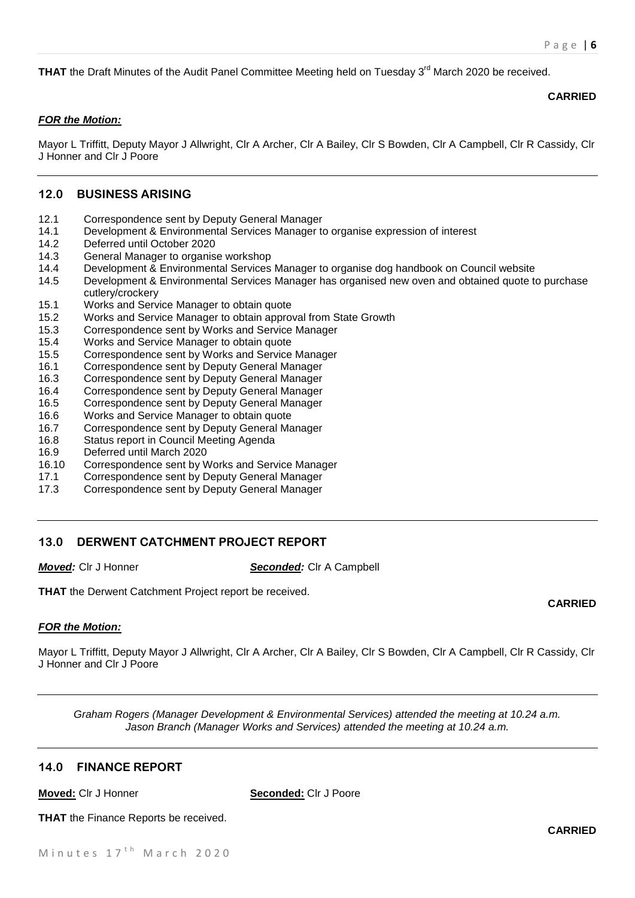**THAT** the Draft Minutes of the Audit Panel Committee Meeting held on Tuesday 3rd March 2020 be received.

**CARRIED**

***FOR the Motion:***

Mayor L Triffitt, Deputy Mayor J Allwright, Clr A Archer, Clr A Bailey, Clr S Bowden, Clr A Campbell, Clr R Cassidy, Clr J Honner and Clr J Poore

---

## 12.0 BUSINESS ARISING

- 12.1 Correspondence sent by Deputy General Manager
- 14.1 Development & Environmental Services Manager to organise expression of interest
- 14.2 Deferred until October 2020
- 14.3 General Manager to organise workshop
- 14.4 Development & Environmental Services Manager to organise dog handbook on Council website
- 14.5 Development & Environmental Services Manager has organised new oven and obtained quote to purchase cutlery/crockery
- 15.1 Works and Service Manager to obtain quote
- 15.2 Works and Service Manager to obtain approval from State Growth
- 15.3 Correspondence sent by Works and Service Manager
- 15.4 Works and Service Manager to obtain quote
- 15.5 Correspondence sent by Works and Service Manager
- 16.1 Correspondence sent by Deputy General Manager
- 16.3 Correspondence sent by Deputy General Manager
- 16.4 Correspondence sent by Deputy General Manager
- 16.5 Correspondence sent by Deputy General Manager
- 16.6 Works and Service Manager to obtain quote
- 16.7 Correspondence sent by Deputy General Manager
- 16.8 Status report in Council Meeting Agenda
- 16.9 Deferred until March 2020
- 16.10 Correspondence sent by Works and Service Manager
- 17.1 Correspondence sent by Deputy General Manager
- 17.3 Correspondence sent by Deputy General Manager

---

## 13.0 DERWENT CATCHMENT PROJECT REPORT

***Moved:*** Clr J Honner ***Seconded:*** Clr A Campbell

**THAT** the Derwent Catchment Project report be received.

**CARRIED**

***FOR the Motion:***

Mayor L Triffitt, Deputy Mayor J Allwright, Clr A Archer, Clr A Bailey, Clr S Bowden, Clr A Campbell, Clr R Cassidy, Clr J Honner and Clr J Poore

---

*Graham Rogers (Manager Development & Environmental Services) attended the meeting at 10.24 a.m.*
*Jason Branch (Manager Works and Services) attended the meeting at 10.24 a.m.*

---

## 14.0 FINANCE REPORT

**Moved:** Clr J Honner **Seconded:** Clr J Poore

**THAT** the Finance Reports be received.

**CARRIED**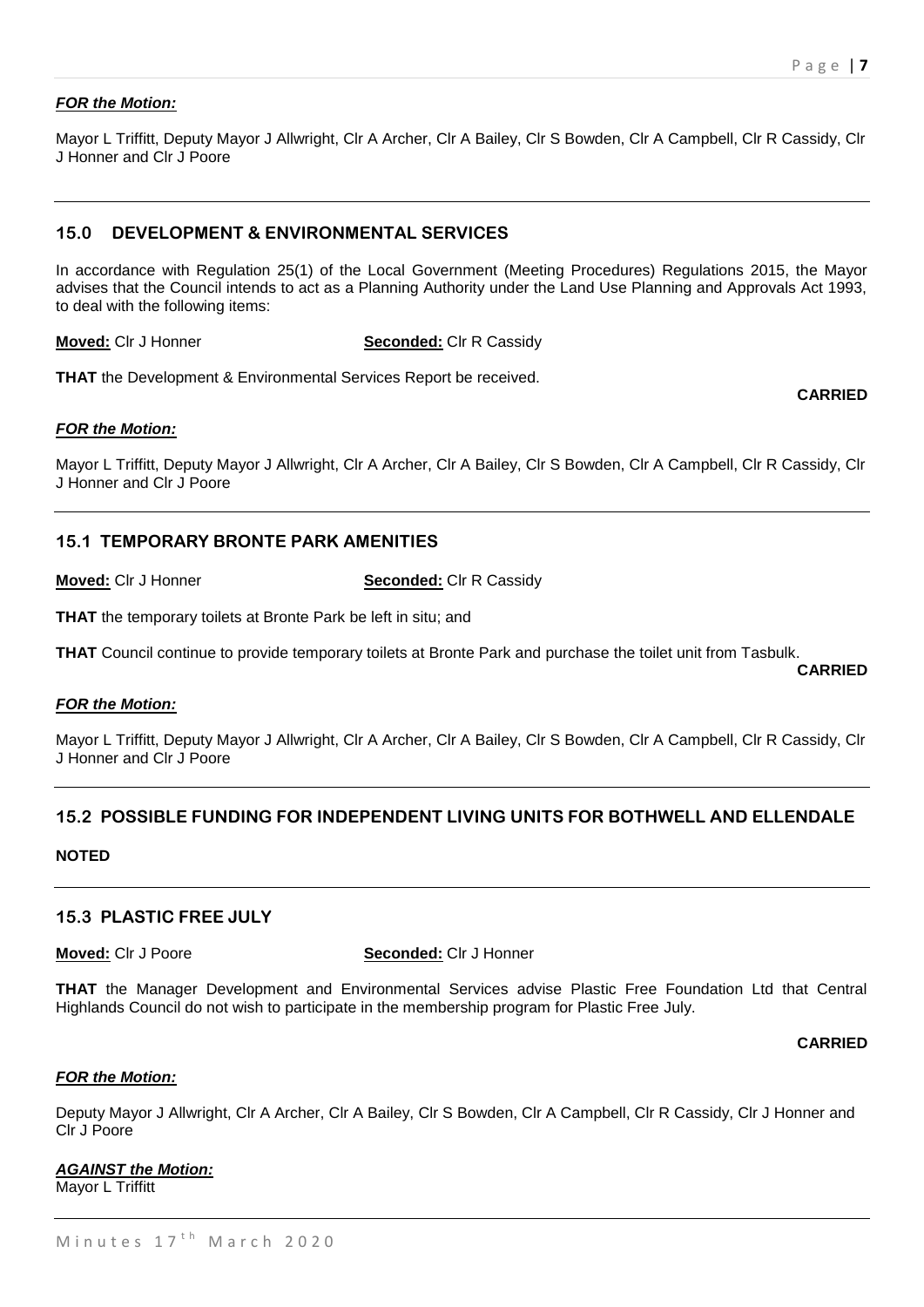***FOR the Motion:***

Mayor L Triffitt, Deputy Mayor J Allwright, Clr A Archer, Clr A Bailey, Clr S Bowden, Clr A Campbell, Clr R Cassidy, Clr J Honner and Clr J Poore

---

## 15.0 DEVELOPMENT & ENVIRONMENTAL SERVICES

In accordance with Regulation 25(1) of the Local Government (Meeting Procedures) Regulations 2015, the Mayor advises that the Council intends to act as a Planning Authority under the Land Use Planning and Approvals Act 1993, to deal with the following items:

**Moved:** Clr J Honner **Seconded:** Clr R Cassidy

**THAT** the Development & Environmental Services Report be received.

**CARRIED**

***FOR the Motion:***

Mayor L Triffitt, Deputy Mayor J Allwright, Clr A Archer, Clr A Bailey, Clr S Bowden, Clr A Campbell, Clr R Cassidy, Clr J Honner and Clr J Poore

---

## 15.1 TEMPORARY BRONTE PARK AMENITIES

**Moved:** Clr J Honner **Seconded:** Clr R Cassidy

**THAT** the temporary toilets at Bronte Park be left in situ; and

**THAT** Council continue to provide temporary toilets at Bronte Park and purchase the toilet unit from Tasbulk.

**CARRIED**

***FOR the Motion:***

Mayor L Triffitt, Deputy Mayor J Allwright, Clr A Archer, Clr A Bailey, Clr S Bowden, Clr A Campbell, Clr R Cassidy, Clr J Honner and Clr J Poore

---

## 15.2 POSSIBLE FUNDING FOR INDEPENDENT LIVING UNITS FOR BOTHWELL AND ELLENDALE

**NOTED**

---

## 15.3 PLASTIC FREE JULY

**Moved:** Clr J Poore **Seconded:** Clr J Honner

**THAT** the Manager Development and Environmental Services advise Plastic Free Foundation Ltd that Central Highlands Council do not wish to participate in the membership program for Plastic Free July.

**CARRIED**

***FOR the Motion:***

Deputy Mayor J Allwright, Clr A Archer, Clr A Bailey, Clr S Bowden, Clr A Campbell, Clr R Cassidy, Clr J Honner and Clr J Poore

***AGAINST the Motion:***

Mayor L Triffitt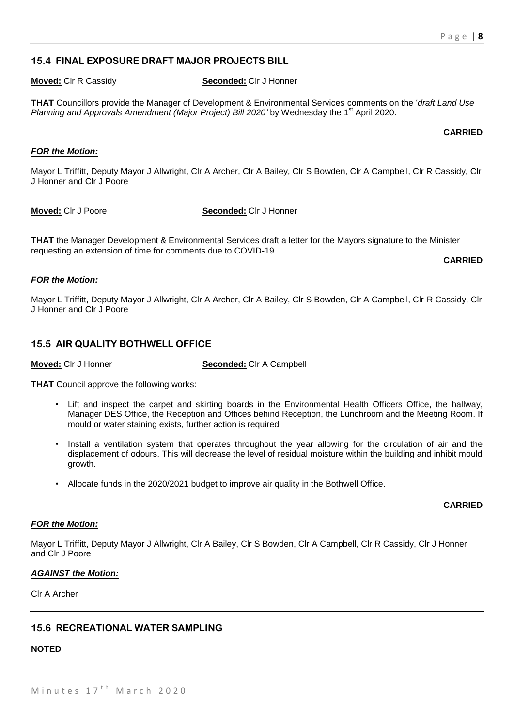## 15.4 FINAL EXPOSURE DRAFT MAJOR PROJECTS BILL

**Moved:** Clr R Cassidy **Seconded:** Clr J Honner

**THAT** Councillors provide the Manager of Development & Environmental Services comments on the '*draft Land Use Planning and Approvals Amendment (Major Project) Bill 2020'* by Wednesday the 1st April 2020.

**CARRIED**

***FOR the Motion:***

Mayor L Triffitt, Deputy Mayor J Allwright, Clr A Archer, Clr A Bailey, Clr S Bowden, Clr A Campbell, Clr R Cassidy, Clr J Honner and Clr J Poore

**Moved:** Clr J Poore **Seconded:** Clr J Honner

**THAT** the Manager Development & Environmental Services draft a letter for the Mayors signature to the Minister requesting an extension of time for comments due to COVID-19.

**CARRIED**

***FOR the Motion:***

Mayor L Triffitt, Deputy Mayor J Allwright, Clr A Archer, Clr A Bailey, Clr S Bowden, Clr A Campbell, Clr R Cassidy, Clr J Honner and Clr J Poore

---

## 15.5 AIR QUALITY BOTHWELL OFFICE

**Moved:** Clr J Honner **Seconded:** Clr A Campbell

**THAT** Council approve the following works:

- Lift and inspect the carpet and skirting boards in the Environmental Health Officers Office, the hallway, Manager DES Office, the Reception and Offices behind Reception, the Lunchroom and the Meeting Room. If mould or water staining exists, further action is required
- Install a ventilation system that operates throughout the year allowing for the circulation of air and the displacement of odours. This will decrease the level of residual moisture within the building and inhibit mould growth.
- Allocate funds in the 2020/2021 budget to improve air quality in the Bothwell Office.

**CARRIED**

***FOR the Motion:***

Mayor L Triffitt, Deputy Mayor J Allwright, Clr A Bailey, Clr S Bowden, Clr A Campbell, Clr R Cassidy, Clr J Honner and Clr J Poore

***AGAINST the Motion:***

Clr A Archer

---

## 15.6 RECREATIONAL WATER SAMPLING

**NOTED**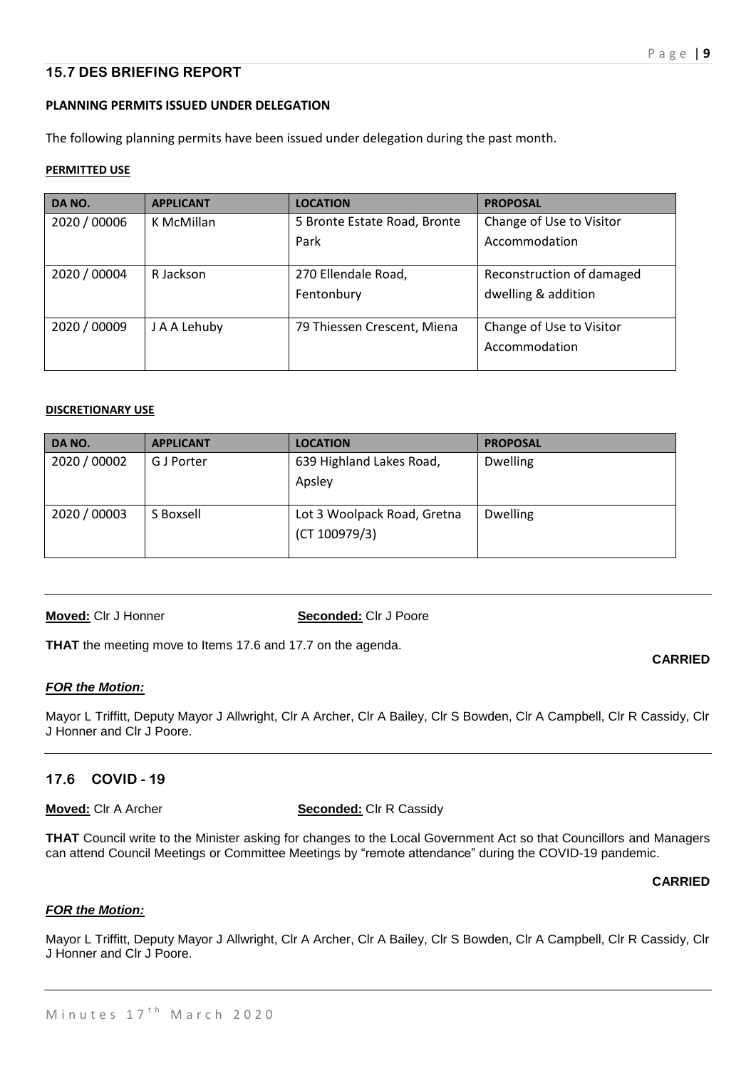## 15.7 DES BRIEFING REPORT

**PLANNING PERMITS ISSUED UNDER DELEGATION**

The following planning permits have been issued under delegation during the past month.

**PERMITTED USE**

| DA NO. | APPLICANT | LOCATION | PROPOSAL |
|---|---|---|---|
| 2020 / 00006 | K McMillan | 5 Bronte Estate Road, Bronte Park | Change of Use to Visitor Accommodation |
| 2020 / 00004 | R Jackson | 270 Ellendale Road, Fentonbury | Reconstruction of damaged dwelling & addition |
| 2020 / 00009 | J A A Lehuby | 79 Thiessen Crescent, Miena | Change of Use to Visitor Accommodation |

**DISCRETIONARY USE**

| DA NO. | APPLICANT | LOCATION | PROPOSAL |
|---|---|---|---|
| 2020 / 00002 | G J Porter | 639 Highland Lakes Road, Apsley | Dwelling |
| 2020 / 00003 | S Boxsell | Lot 3 Woolpack Road, Gretna (CT 100979/3) | Dwelling |

---

**Moved:** Clr J Honner **Seconded:** Clr J Poore

**THAT** the meeting move to Items 17.6 and 17.7 on the agenda.

**CARRIED**

***FOR the Motion:***

Mayor L Triffitt, Deputy Mayor J Allwright, Clr A Archer, Clr A Bailey, Clr S Bowden, Clr A Campbell, Clr R Cassidy, Clr J Honner and Clr J Poore.

---

## 17.6 COVID - 19

**Moved:** Clr A Archer **Seconded:** Clr R Cassidy

**THAT** Council write to the Minister asking for changes to the Local Government Act so that Councillors and Managers can attend Council Meetings or Committee Meetings by "remote attendance" during the COVID-19 pandemic.

**CARRIED**

***FOR the Motion:***

Mayor L Triffitt, Deputy Mayor J Allwright, Clr A Archer, Clr A Bailey, Clr S Bowden, Clr A Campbell, Clr R Cassidy, Clr J Honner and Clr J Poore.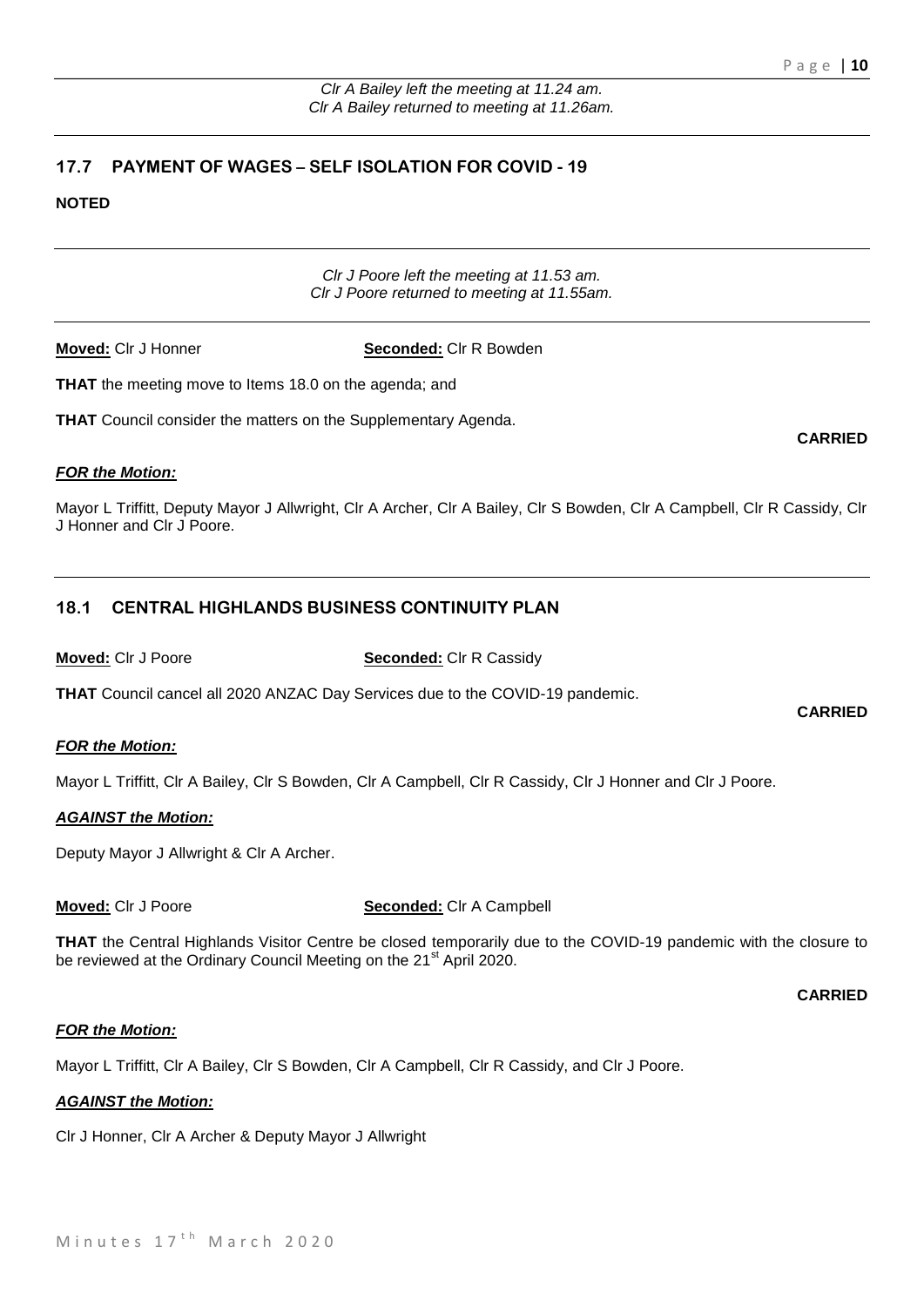*Clr A Bailey left the meeting at 11.24 am.*
*Clr A Bailey returned to meeting at 11.26am.*

---

## 17.7 PAYMENT OF WAGES – SELF ISOLATION FOR COVID - 19

**NOTED**

---

*Clr J Poore left the meeting at 11.53 am.*
*Clr J Poore returned to meeting at 11.55am.*

---

**Moved:** Clr J Honner **Seconded:** Clr R Bowden

**THAT** the meeting move to Items 18.0 on the agenda; and

**THAT** Council consider the matters on the Supplementary Agenda.

**CARRIED**

***FOR the Motion:***

Mayor L Triffitt, Deputy Mayor J Allwright, Clr A Archer, Clr A Bailey, Clr S Bowden, Clr A Campbell, Clr R Cassidy, Clr J Honner and Clr J Poore.

---

## 18.1 CENTRAL HIGHLANDS BUSINESS CONTINUITY PLAN

**Moved:** Clr J Poore **Seconded:** Clr R Cassidy

**THAT** Council cancel all 2020 ANZAC Day Services due to the COVID-19 pandemic.

**CARRIED**

***FOR the Motion:***

Mayor L Triffitt, Clr A Bailey, Clr S Bowden, Clr A Campbell, Clr R Cassidy, Clr J Honner and Clr J Poore.

***AGAINST the Motion:***

Deputy Mayor J Allwright & Clr A Archer.

**Moved:** Clr J Poore **Seconded:** Clr A Campbell

**THAT** the Central Highlands Visitor Centre be closed temporarily due to the COVID-19 pandemic with the closure to be reviewed at the Ordinary Council Meeting on the 21st April 2020.

**CARRIED**

***FOR the Motion:***

Mayor L Triffitt, Clr A Bailey, Clr S Bowden, Clr A Campbell, Clr R Cassidy, and Clr J Poore.

***AGAINST the Motion:***

Clr J Honner, Clr A Archer & Deputy Mayor J Allwright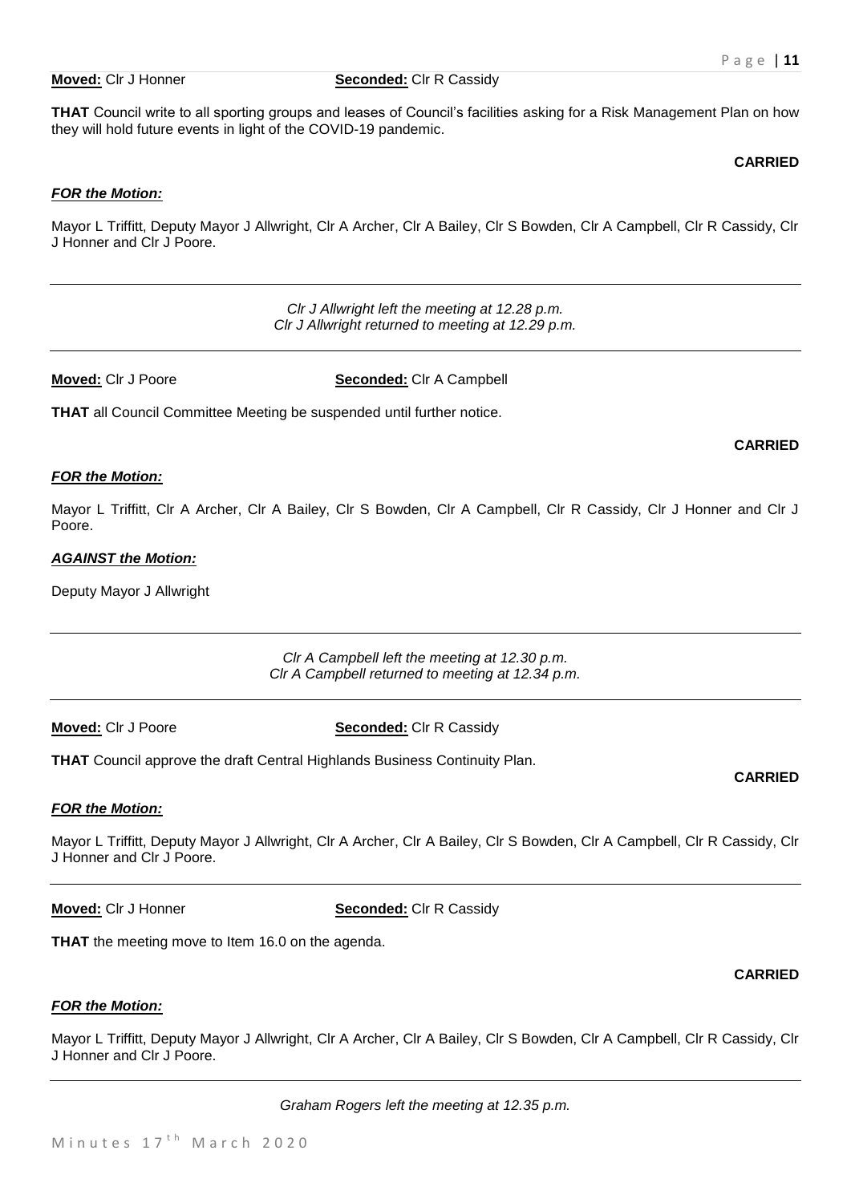**Moved:** Clr J Honner **Seconded:** Clr R Cassidy

**THAT** Council write to all sporting groups and leases of Council's facilities asking for a Risk Management Plan on how they will hold future events in light of the COVID-19 pandemic.

**CARRIED**

***FOR the Motion:***

Mayor L Triffitt, Deputy Mayor J Allwright, Clr A Archer, Clr A Bailey, Clr S Bowden, Clr A Campbell, Clr R Cassidy, Clr J Honner and Clr J Poore.

---

*Clr J Allwright left the meeting at 12.28 p.m.*
*Clr J Allwright returned to meeting at 12.29 p.m.*

---

**Moved:** Clr J Poore **Seconded:** Clr A Campbell

**THAT** all Council Committee Meeting be suspended until further notice.

**CARRIED**

***FOR the Motion:***

Mayor L Triffitt, Clr A Archer, Clr A Bailey, Clr S Bowden, Clr A Campbell, Clr R Cassidy, Clr J Honner and Clr J Poore.

***AGAINST the Motion:***

Deputy Mayor J Allwright

---

*Clr A Campbell left the meeting at 12.30 p.m.*
*Clr A Campbell returned to meeting at 12.34 p.m.*

---

**Moved:** Clr J Poore **Seconded:** Clr R Cassidy

**THAT** Council approve the draft Central Highlands Business Continuity Plan.

**CARRIED**

***FOR the Motion:***

Mayor L Triffitt, Deputy Mayor J Allwright, Clr A Archer, Clr A Bailey, Clr S Bowden, Clr A Campbell, Clr R Cassidy, Clr J Honner and Clr J Poore.

---

**Moved:** Clr J Honner **Seconded:** Clr R Cassidy

**THAT** the meeting move to Item 16.0 on the agenda.

**CARRIED**

***FOR the Motion:***

Mayor L Triffitt, Deputy Mayor J Allwright, Clr A Archer, Clr A Bailey, Clr S Bowden, Clr A Campbell, Clr R Cassidy, Clr J Honner and Clr J Poore.

---

*Graham Rogers left the meeting at 12.35 p.m.*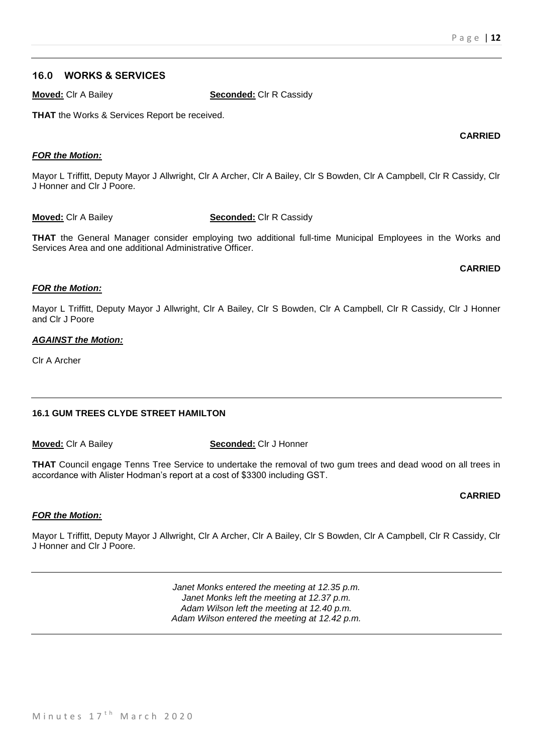## 16.0 WORKS & SERVICES

**Moved:** Clr A Bailey **Seconded:** Clr R Cassidy

**THAT** the Works & Services Report be received.

**CARRIED**

***FOR the Motion:***

Mayor L Triffitt, Deputy Mayor J Allwright, Clr A Archer, Clr A Bailey, Clr S Bowden, Clr A Campbell, Clr R Cassidy, Clr J Honner and Clr J Poore.

**Moved:** Clr A Bailey **Seconded:** Clr R Cassidy

**THAT** the General Manager consider employing two additional full-time Municipal Employees in the Works and Services Area and one additional Administrative Officer.

**CARRIED**

***FOR the Motion:***

Mayor L Triffitt, Deputy Mayor J Allwright, Clr A Bailey, Clr S Bowden, Clr A Campbell, Clr R Cassidy, Clr J Honner and Clr J Poore

***AGAINST the Motion:***

Clr A Archer

---

### 16.1 GUM TREES CLYDE STREET HAMILTON

**Moved:** Clr A Bailey **Seconded:** Clr J Honner

**THAT** Council engage Tenns Tree Service to undertake the removal of two gum trees and dead wood on all trees in accordance with Alister Hodman's report at a cost of $3300 including GST.

**CARRIED**

***FOR the Motion:***

Mayor L Triffitt, Deputy Mayor J Allwright, Clr A Archer, Clr A Bailey, Clr S Bowden, Clr A Campbell, Clr R Cassidy, Clr J Honner and Clr J Poore.

---

*Janet Monks entered the meeting at 12.35 p.m.*
*Janet Monks left the meeting at 12.37 p.m.*
*Adam Wilson left the meeting at 12.40 p.m.*
*Adam Wilson entered the meeting at 12.42 p.m.*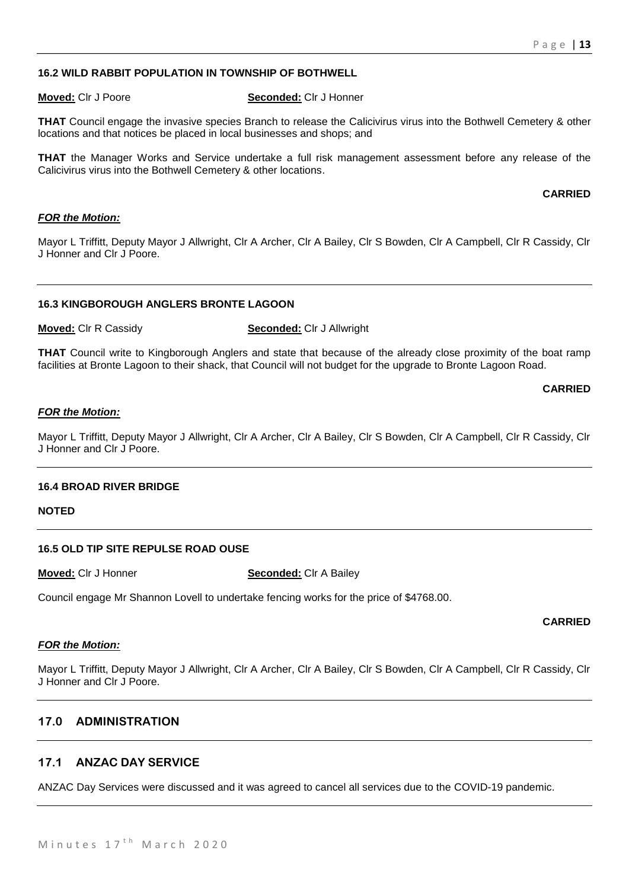### 16.2 WILD RABBIT POPULATION IN TOWNSHIP OF BOTHWELL

**Moved:** Clr J Poore **Seconded:** Clr J Honner

**THAT** Council engage the invasive species Branch to release the Calicivirus virus into the Bothwell Cemetery & other locations and that notices be placed in local businesses and shops; and

**THAT** the Manager Works and Service undertake a full risk management assessment before any release of the Calicivirus virus into the Bothwell Cemetery & other locations.

**CARRIED**

***FOR the Motion:***

Mayor L Triffitt, Deputy Mayor J Allwright, Clr A Archer, Clr A Bailey, Clr S Bowden, Clr A Campbell, Clr R Cassidy, Clr J Honner and Clr J Poore.

---

### 16.3 KINGBOROUGH ANGLERS BRONTE LAGOON

**Moved:** Clr R Cassidy **Seconded:** Clr J Allwright

**THAT** Council write to Kingborough Anglers and state that because of the already close proximity of the boat ramp facilities at Bronte Lagoon to their shack, that Council will not budget for the upgrade to Bronte Lagoon Road.

**CARRIED**

***FOR the Motion:***

Mayor L Triffitt, Deputy Mayor J Allwright, Clr A Archer, Clr A Bailey, Clr S Bowden, Clr A Campbell, Clr R Cassidy, Clr J Honner and Clr J Poore.

---

### 16.4 BROAD RIVER BRIDGE

**NOTED**

---

### 16.5 OLD TIP SITE REPULSE ROAD OUSE

**Moved:** Clr J Honner **Seconded:** Clr A Bailey

Council engage Mr Shannon Lovell to undertake fencing works for the price of $4768.00.

**CARRIED**

***FOR the Motion:***

Mayor L Triffitt, Deputy Mayor J Allwright, Clr A Archer, Clr A Bailey, Clr S Bowden, Clr A Campbell, Clr R Cassidy, Clr J Honner and Clr J Poore.

---

## 17.0 ADMINISTRATION

---

## 17.1 ANZAC DAY SERVICE

ANZAC Day Services were discussed and it was agreed to cancel all services due to the COVID-19 pandemic.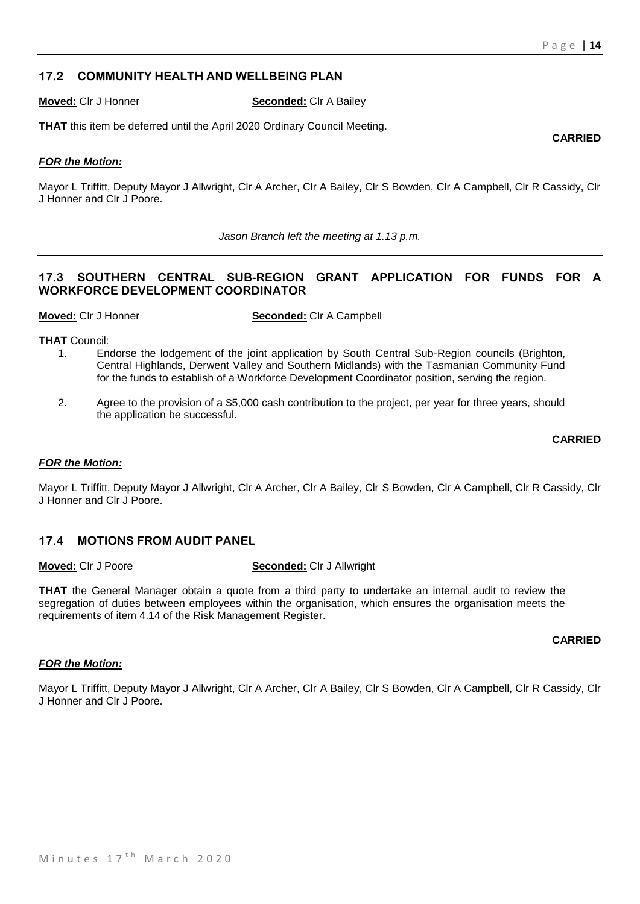## 17.2 COMMUNITY HEALTH AND WELLBEING PLAN

**Moved:** Clr J Honner **Seconded:** Clr A Bailey

**THAT** this item be deferred until the April 2020 Ordinary Council Meeting.

**CARRIED**

***FOR the Motion:***

Mayor L Triffitt, Deputy Mayor J Allwright, Clr A Archer, Clr A Bailey, Clr S Bowden, Clr A Campbell, Clr R Cassidy, Clr J Honner and Clr J Poore.

---

*Jason Branch left the meeting at 1.13 p.m.*

---

## 17.3 SOUTHERN CENTRAL SUB-REGION GRANT APPLICATION FOR FUNDS FOR A WORKFORCE DEVELOPMENT COORDINATOR

**Moved:** Clr J Honner **Seconded:** Clr A Campbell

**THAT** Council:

1. Endorse the lodgement of the joint application by South Central Sub-Region councils (Brighton, Central Highlands, Derwent Valley and Southern Midlands) with the Tasmanian Community Fund for the funds to establish of a Workforce Development Coordinator position, serving the region.
2. Agree to the provision of a $5,000 cash contribution to the project, per year for three years, should the application be successful.

**CARRIED**

***FOR the Motion:***

Mayor L Triffitt, Deputy Mayor J Allwright, Clr A Archer, Clr A Bailey, Clr S Bowden, Clr A Campbell, Clr R Cassidy, Clr J Honner and Clr J Poore.

---

## 17.4 MOTIONS FROM AUDIT PANEL

**Moved:** Clr J Poore **Seconded:** Clr J Allwright

**THAT** the General Manager obtain a quote from a third party to undertake an internal audit to review the segregation of duties between employees within the organisation, which ensures the organisation meets the requirements of item 4.14 of the Risk Management Register.

**CARRIED**

***FOR the Motion:***

Mayor L Triffitt, Deputy Mayor J Allwright, Clr A Archer, Clr A Bailey, Clr S Bowden, Clr A Campbell, Clr R Cassidy, Clr J Honner and Clr J Poore.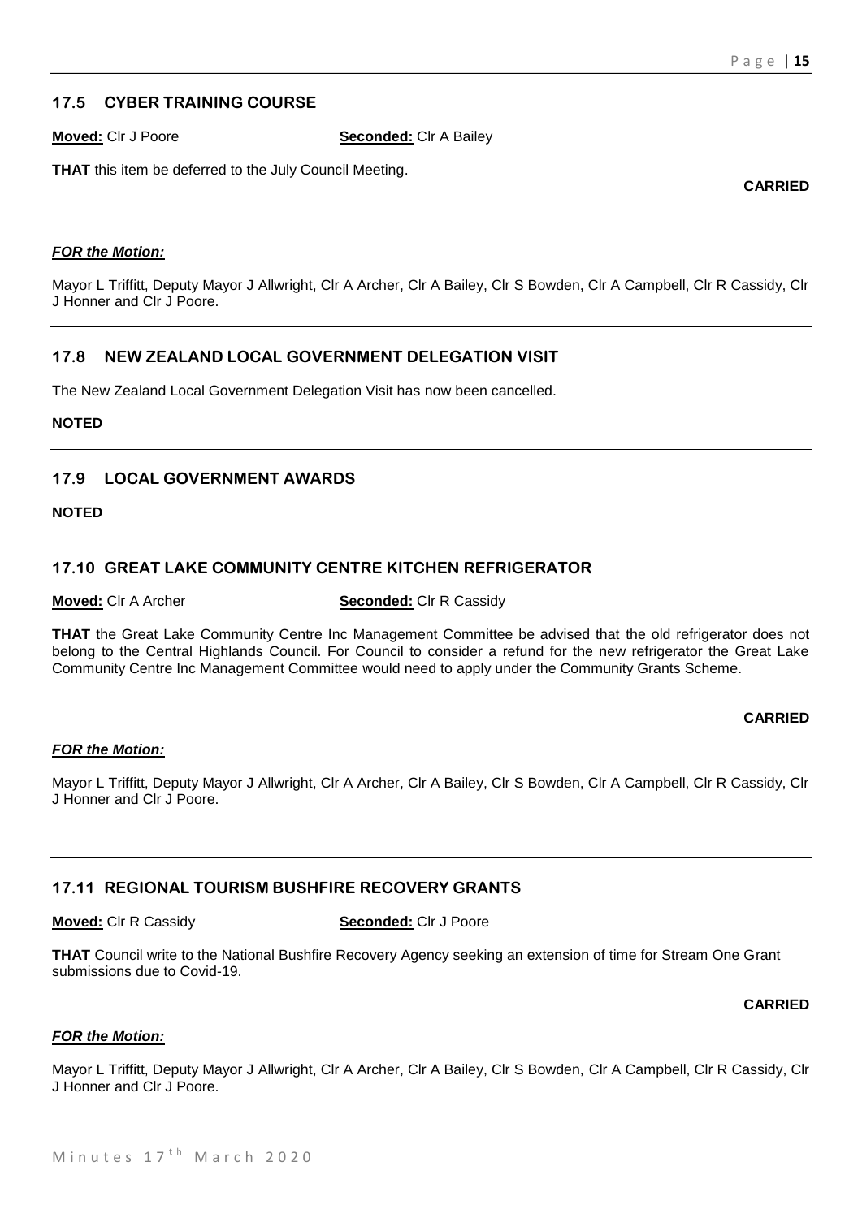## 17.5 CYBER TRAINING COURSE

**Moved:** Clr J Poore **Seconded:** Clr A Bailey

**THAT** this item be deferred to the July Council Meeting.

**CARRIED**

***FOR the Motion:***

Mayor L Triffitt, Deputy Mayor J Allwright, Clr A Archer, Clr A Bailey, Clr S Bowden, Clr A Campbell, Clr R Cassidy, Clr J Honner and Clr J Poore.

---

## 17.8 NEW ZEALAND LOCAL GOVERNMENT DELEGATION VISIT

The New Zealand Local Government Delegation Visit has now been cancelled.

**NOTED**

---

## 17.9 LOCAL GOVERNMENT AWARDS

**NOTED**

---

## 17.10 GREAT LAKE COMMUNITY CENTRE KITCHEN REFRIGERATOR

**Moved:** Clr A Archer **Seconded:** Clr R Cassidy

**THAT** the Great Lake Community Centre Inc Management Committee be advised that the old refrigerator does not belong to the Central Highlands Council. For Council to consider a refund for the new refrigerator the Great Lake Community Centre Inc Management Committee would need to apply under the Community Grants Scheme.

**CARRIED**

***FOR the Motion:***

Mayor L Triffitt, Deputy Mayor J Allwright, Clr A Archer, Clr A Bailey, Clr S Bowden, Clr A Campbell, Clr R Cassidy, Clr J Honner and Clr J Poore.

---

## 17.11 REGIONAL TOURISM BUSHFIRE RECOVERY GRANTS

**Moved:** Clr R Cassidy **Seconded:** Clr J Poore

**THAT** Council write to the National Bushfire Recovery Agency seeking an extension of time for Stream One Grant submissions due to Covid-19.

**CARRIED**

***FOR the Motion:***

Mayor L Triffitt, Deputy Mayor J Allwright, Clr A Archer, Clr A Bailey, Clr S Bowden, Clr A Campbell, Clr R Cassidy, Clr J Honner and Clr J Poore.

---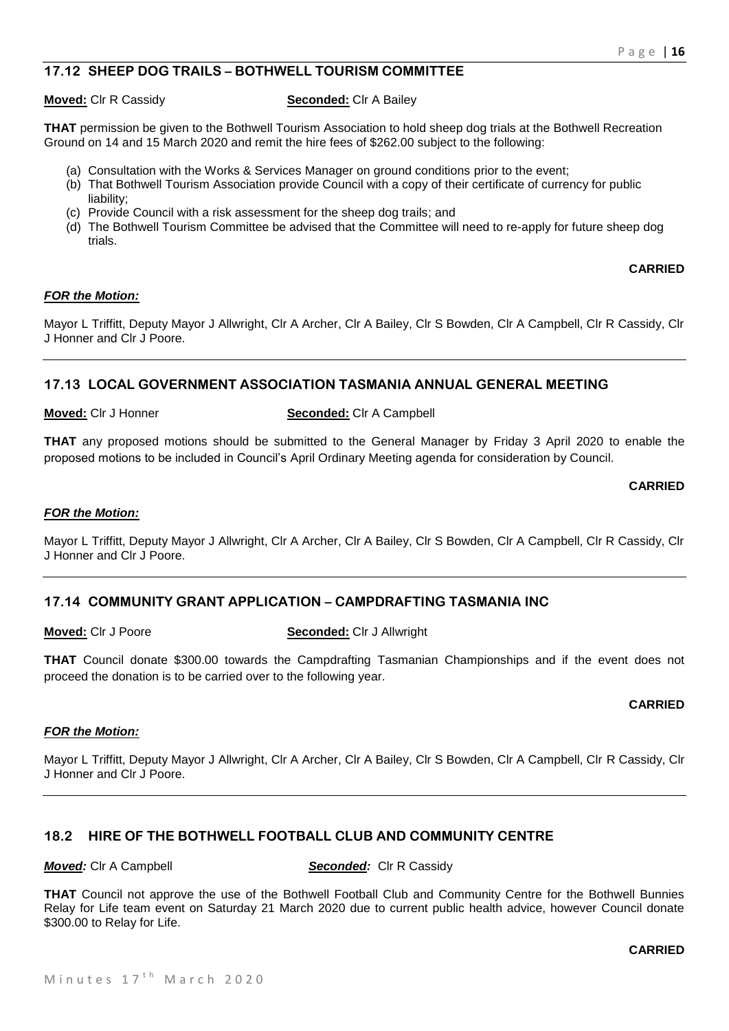## 17.12 SHEEP DOG TRAILS – BOTHWELL TOURISM COMMITTEE

**Moved:** Clr R Cassidy **Seconded:** Clr A Bailey

**THAT** permission be given to the Bothwell Tourism Association to hold sheep dog trials at the Bothwell Recreation Ground on 14 and 15 March 2020 and remit the hire fees of $262.00 subject to the following:

(a) Consultation with the Works & Services Manager on ground conditions prior to the event;
(b) That Bothwell Tourism Association provide Council with a copy of their certificate of currency for public liability;
(c) Provide Council with a risk assessment for the sheep dog trails; and
(d) The Bothwell Tourism Committee be advised that the Committee will need to re-apply for future sheep dog trials.

**CARRIED**

***FOR the Motion:***

Mayor L Triffitt, Deputy Mayor J Allwright, Clr A Archer, Clr A Bailey, Clr S Bowden, Clr A Campbell, Clr R Cassidy, Clr J Honner and Clr J Poore.

---

## 17.13 LOCAL GOVERNMENT ASSOCIATION TASMANIA ANNUAL GENERAL MEETING

**Moved:** Clr J Honner **Seconded:** Clr A Campbell

**THAT** any proposed motions should be submitted to the General Manager by Friday 3 April 2020 to enable the proposed motions to be included in Council's April Ordinary Meeting agenda for consideration by Council.

**CARRIED**

***FOR the Motion:***

Mayor L Triffitt, Deputy Mayor J Allwright, Clr A Archer, Clr A Bailey, Clr S Bowden, Clr A Campbell, Clr R Cassidy, Clr J Honner and Clr J Poore.

---

## 17.14 COMMUNITY GRANT APPLICATION – CAMPDRAFTING TASMANIA INC

**Moved:** Clr J Poore **Seconded:** Clr J Allwright

**THAT** Council donate $300.00 towards the Campdrafting Tasmanian Championships and if the event does not proceed the donation is to be carried over to the following year.

**CARRIED**

***FOR the Motion:***

Mayor L Triffitt, Deputy Mayor J Allwright, Clr A Archer, Clr A Bailey, Clr S Bowden, Clr A Campbell, Clr R Cassidy, Clr J Honner and Clr J Poore.

---

## 18.2 HIRE OF THE BOTHWELL FOOTBALL CLUB AND COMMUNITY CENTRE

***Moved:*** Clr A Campbell ***Seconded:*** Clr R Cassidy

**THAT** Council not approve the use of the Bothwell Football Club and Community Centre for the Bothwell Bunnies Relay for Life team event on Saturday 21 March 2020 due to current public health advice, however Council donate $300.00 to Relay for Life.

**CARRIED**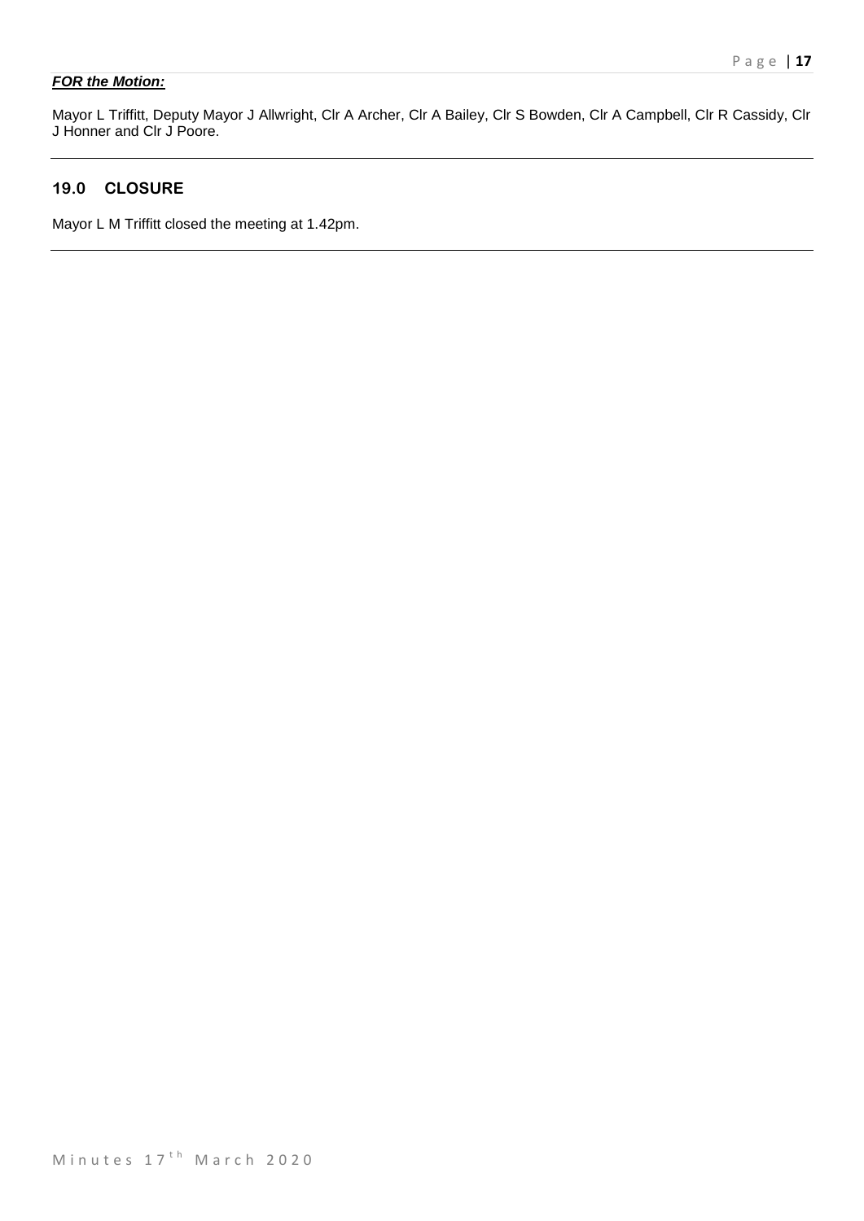***FOR the Motion:***

Mayor L Triffitt, Deputy Mayor J Allwright, Clr A Archer, Clr A Bailey, Clr S Bowden, Clr A Campbell, Clr R Cassidy, Clr J Honner and Clr J Poore.

---

## 19.0 CLOSURE

Mayor L M Triffitt closed the meeting at 1.42pm.

---